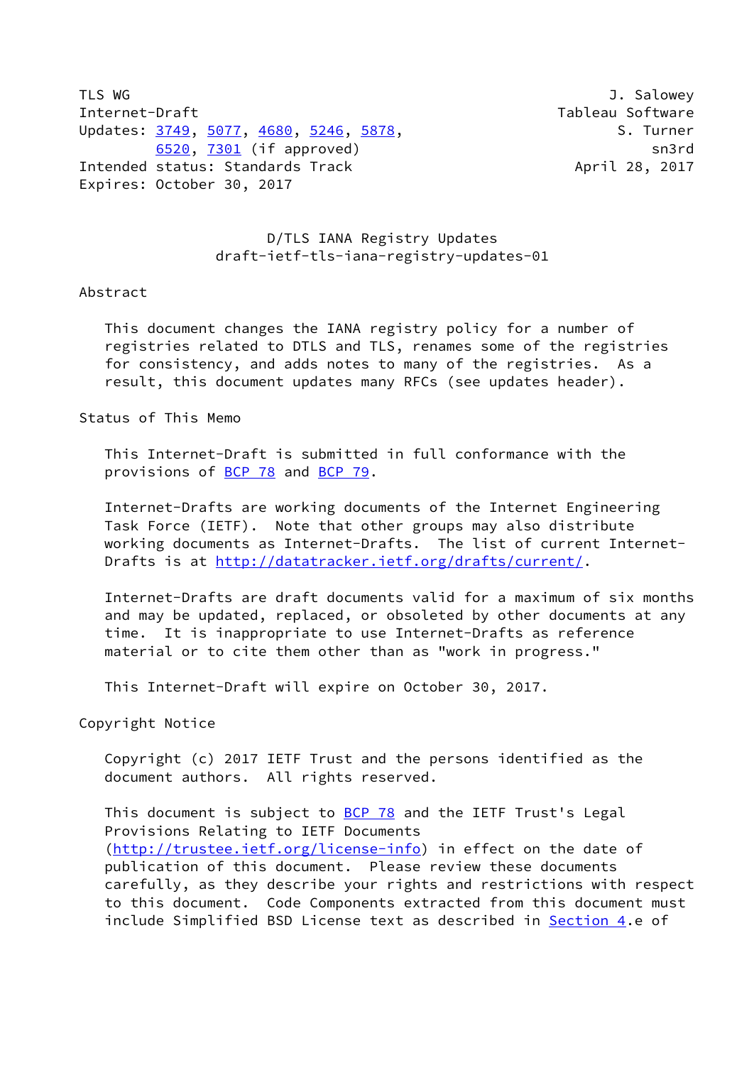TLS WG J. Salowey
Internet-Draft Tableau Software
Updates: 3749, 5077, 4680, 5246, 5878, S. Turner
6520, 7301 (if approved) sn3rd
Intended status: Standards Track April 28, 2017
Expires: October 30, 2017

# D/TLS IANA Registry Updates
## draft-ietf-tls-iana-registry-updates-01

## Abstract

This document changes the IANA registry policy for a number of registries related to DTLS and TLS, renames some of the registries for consistency, and adds notes to many of the registries. As a result, this document updates many RFCs (see updates header).

## Status of This Memo

This Internet-Draft is submitted in full conformance with the provisions of BCP 78 and BCP 79.

Internet-Drafts are working documents of the Internet Engineering Task Force (IETF). Note that other groups may also distribute working documents as Internet-Drafts. The list of current Internet-Drafts is at http://datatracker.ietf.org/drafts/current/.

Internet-Drafts are draft documents valid for a maximum of six months and may be updated, replaced, or obsoleted by other documents at any time. It is inappropriate to use Internet-Drafts as reference material or to cite them other than as "work in progress."

This Internet-Draft will expire on October 30, 2017.

## Copyright Notice

Copyright (c) 2017 IETF Trust and the persons identified as the document authors. All rights reserved.

This document is subject to BCP 78 and the IETF Trust's Legal Provisions Relating to IETF Documents (http://trustee.ietf.org/license-info) in effect on the date of publication of this document. Please review these documents carefully, as they describe your rights and restrictions with respect to this document. Code Components extracted from this document must include Simplified BSD License text as described in Section 4.e of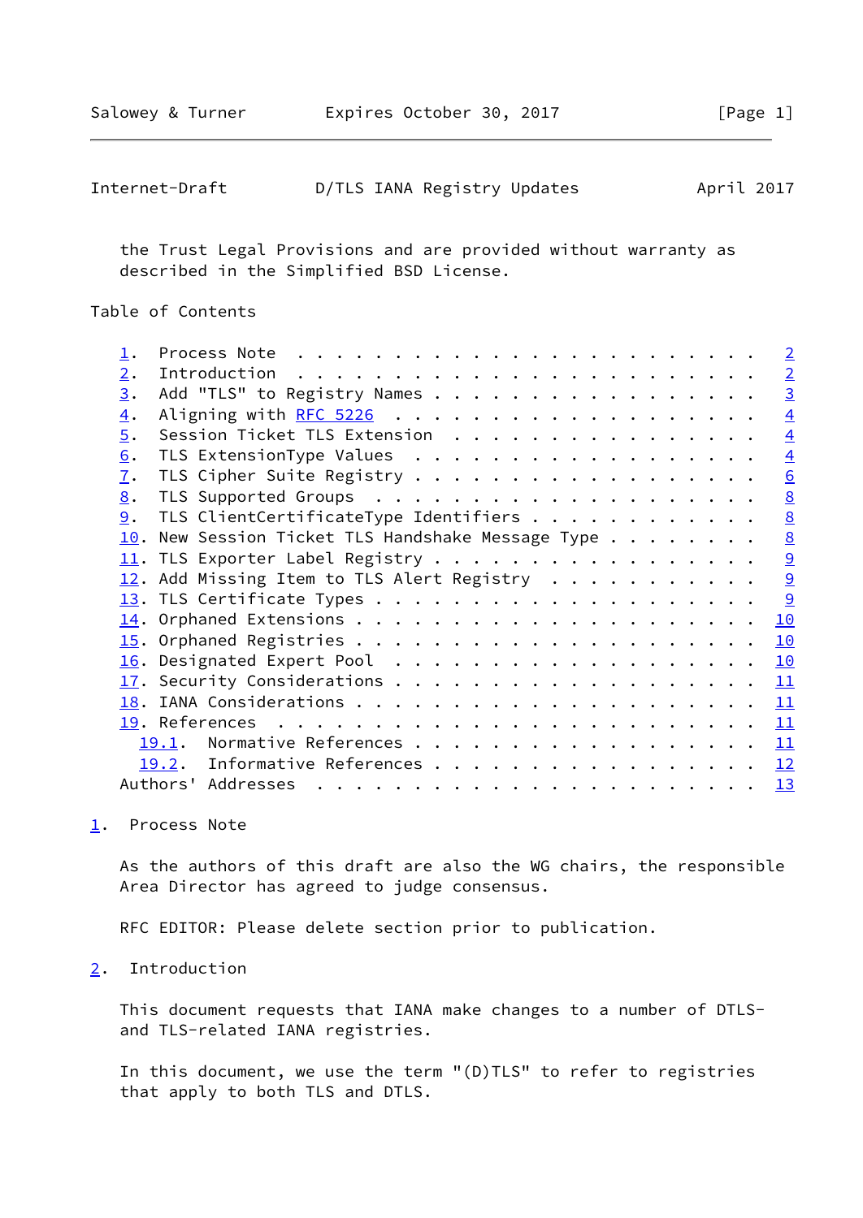the Trust Legal Provisions and are provided without warranty as described in the Simplified BSD License.

## Table of Contents

1. Process Note . . . . . . . . . . . . . . . . . . . . . . . . 2
2. Introduction . . . . . . . . . . . . . . . . . . . . . . . . 2
3. Add "TLS" to Registry Names . . . . . . . . . . . . . . . . . 3
4. Aligning with RFC 5226 . . . . . . . . . . . . . . . . . . . 4
5. Session Ticket TLS Extension . . . . . . . . . . . . . . . . 4
6. TLS ExtensionType Values . . . . . . . . . . . . . . . . . . 4
7. TLS Cipher Suite Registry . . . . . . . . . . . . . . . . . . 6
8. TLS Supported Groups . . . . . . . . . . . . . . . . . . . . 8
9. TLS ClientCertificateType Identifiers . . . . . . . . . . . . 8
10. New Session Ticket TLS Handshake Message Type . . . . . . . . 8
11. TLS Exporter Label Registry . . . . . . . . . . . . . . . . . 9
12. Add Missing Item to TLS Alert Registry . . . . . . . . . . . 9
13. TLS Certificate Types . . . . . . . . . . . . . . . . . . . . 9
14. Orphaned Extensions . . . . . . . . . . . . . . . . . . . . . 10
15. Orphaned Registries . . . . . . . . . . . . . . . . . . . . . 10
16. Designated Expert Pool . . . . . . . . . . . . . . . . . . . 10
17. Security Considerations . . . . . . . . . . . . . . . . . . . 11
18. IANA Considerations . . . . . . . . . . . . . . . . . . . . . 11
19. References . . . . . . . . . . . . . . . . . . . . . . . . . 11
    19.1. Normative References . . . . . . . . . . . . . . . . . . 11
    19.2. Informative References . . . . . . . . . . . . . . . . . 12

Authors' Addresses . . . . . . . . . . . . . . . . . . . . . . . 13

## 1. Process Note

As the authors of this draft are also the WG chairs, the responsible Area Director has agreed to judge consensus.

RFC EDITOR: Please delete section prior to publication.

## 2. Introduction

This document requests that IANA make changes to a number of DTLS- and TLS-related IANA registries.

In this document, we use the term "(D)TLS" to refer to registries that apply to both TLS and DTLS.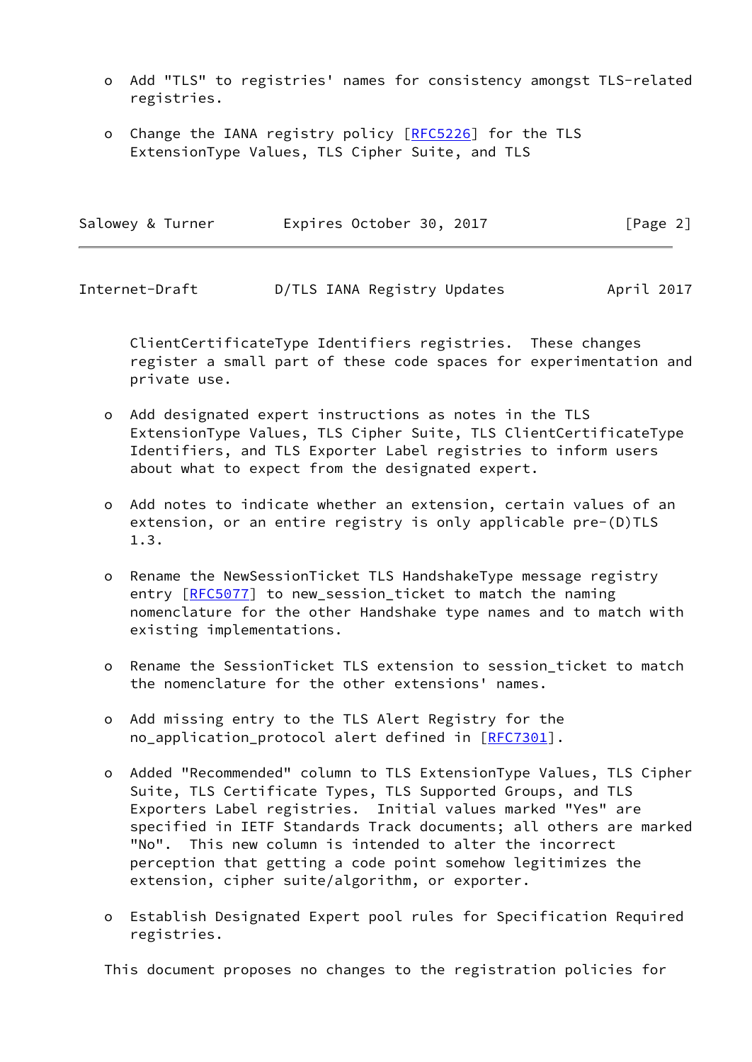- Add "TLS" to registries' names for consistency amongst TLS-related registries.

- Change the IANA registry policy [RFC5226] for the TLS ExtensionType Values, TLS Cipher Suite, and TLS ClientCertificateType Identifiers registries. These changes register a small part of these code spaces for experimentation and private use.

- Add designated expert instructions as notes in the TLS ExtensionType Values, TLS Cipher Suite, TLS ClientCertificateType Identifiers, and TLS Exporter Label registries to inform users about what to expect from the designated expert.

- Add notes to indicate whether an extension, certain values of an extension, or an entire registry is only applicable pre-(D)TLS 1.3.

- Rename the NewSessionTicket TLS HandshakeType message registry entry [RFC5077] to new_session_ticket to match the naming nomenclature for the other Handshake type names and to match with existing implementations.

- Rename the SessionTicket TLS extension to session_ticket to match the nomenclature for the other extensions' names.

- Add missing entry to the TLS Alert Registry for the no_application_protocol alert defined in [RFC7301].

- Added "Recommended" column to TLS ExtensionType Values, TLS Cipher Suite, TLS Certificate Types, TLS Supported Groups, and TLS Exporters Label registries. Initial values marked "Yes" are specified in IETF Standards Track documents; all others are marked "No". This new column is intended to alter the incorrect perception that getting a code point somehow legitimizes the extension, cipher suite/algorithm, or exporter.

- Establish Designated Expert pool rules for Specification Required registries.

This document proposes no changes to the registration policies for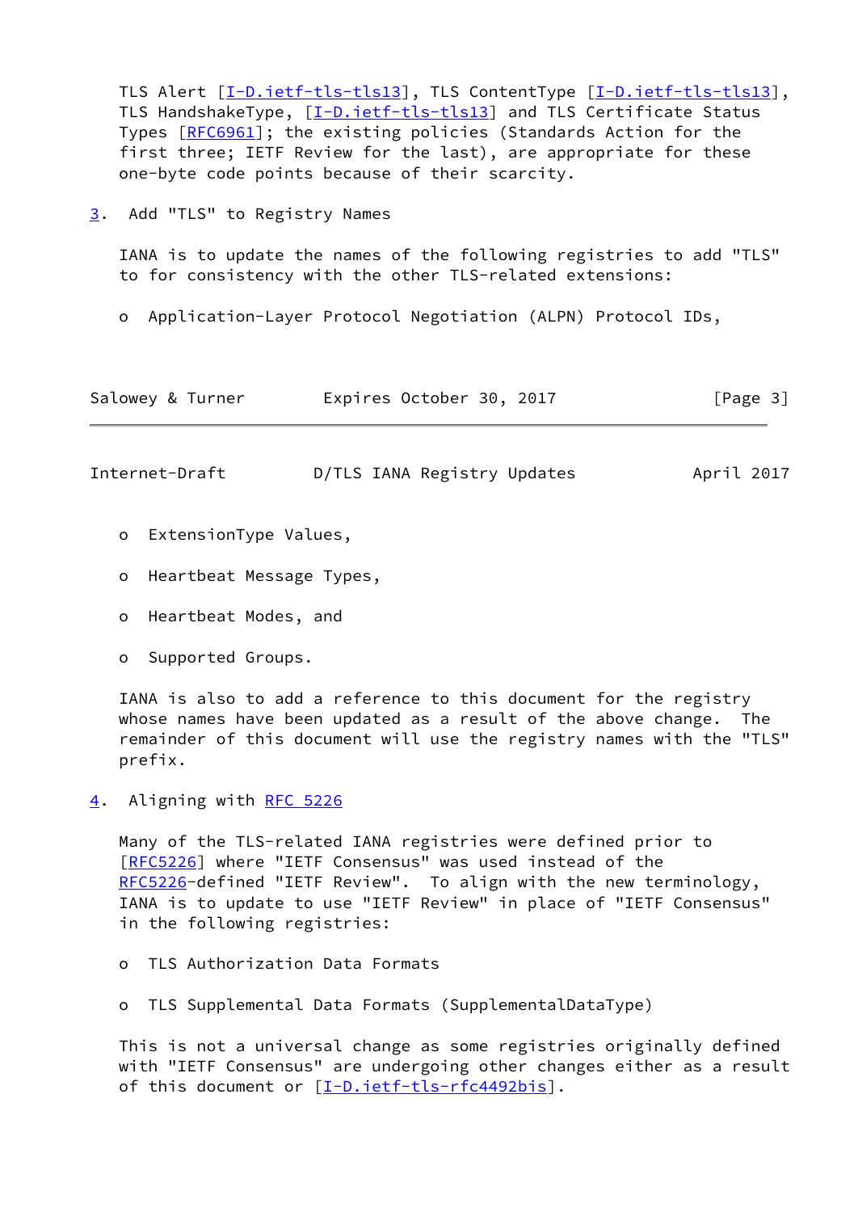TLS Alert [I-D.ietf-tls-tls13], TLS ContentType [I-D.ietf-tls-tls13], TLS HandshakeType, [I-D.ietf-tls-tls13] and TLS Certificate Status Types [RFC6961]; the existing policies (Standards Action for the first three; IETF Review for the last), are appropriate for these one-byte code points because of their scarcity.

## 3. Add "TLS" to Registry Names

IANA is to update the names of the following registries to add "TLS" to for consistency with the other TLS-related extensions:

- Application-Layer Protocol Negotiation (ALPN) Protocol IDs,
- ExtensionType Values,
- Heartbeat Message Types,
- Heartbeat Modes, and
- Supported Groups.

IANA is also to add a reference to this document for the registry whose names have been updated as a result of the above change. The remainder of this document will use the registry names with the "TLS" prefix.

## 4. Aligning with RFC 5226

Many of the TLS-related IANA registries were defined prior to [RFC5226] where "IETF Consensus" was used instead of the RFC5226-defined "IETF Review". To align with the new terminology, IANA is to update to use "IETF Review" in place of "IETF Consensus" in the following registries:

- TLS Authorization Data Formats
- TLS Supplemental Data Formats (SupplementalDataType)

This is not a universal change as some registries originally defined with "IETF Consensus" are undergoing other changes either as a result of this document or [I-D.ietf-tls-rfc4492bis].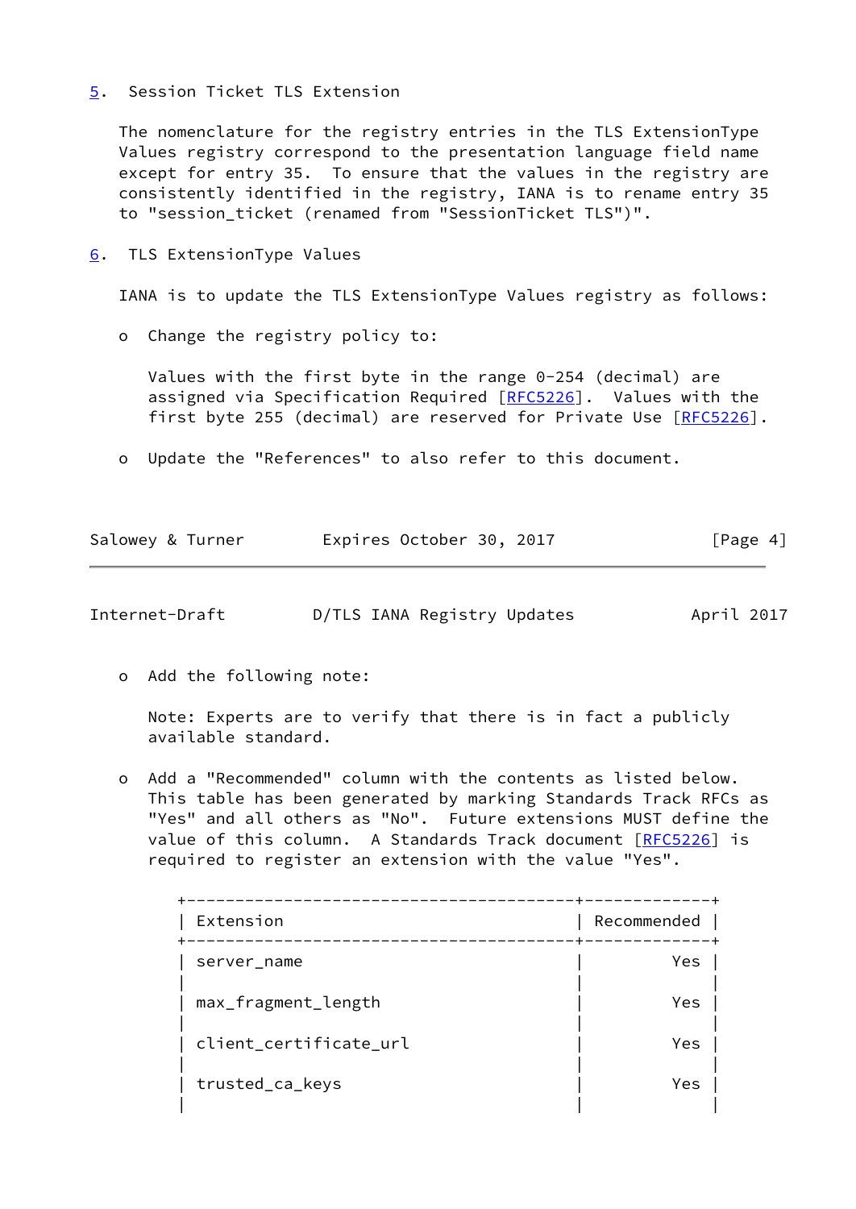## 5. Session Ticket TLS Extension

The nomenclature for the registry entries in the TLS ExtensionType Values registry correspond to the presentation language field name except for entry 35. To ensure that the values in the registry are consistently identified in the registry, IANA is to rename entry 35 to "session_ticket (renamed from "SessionTicket TLS")".

## 6. TLS ExtensionType Values

IANA is to update the TLS ExtensionType Values registry as follows:

- Change the registry policy to:

  Values with the first byte in the range 0-254 (decimal) are assigned via Specification Required [RFC5226]. Values with the first byte 255 (decimal) are reserved for Private Use [RFC5226].

- Update the "References" to also refer to this document.

- Add the following note:

  Note: Experts are to verify that there is in fact a publicly available standard.

- Add a "Recommended" column with the contents as listed below. This table has been generated by marking Standards Track RFCs as "Yes" and all others as "No". Future extensions MUST define the value of this column. A Standards Track document [RFC5226] is required to register an extension with the value "Yes".

| Extension | Recommended |
|---|---|
| server_name | Yes |
| max_fragment_length | Yes |
| client_certificate_url | Yes |
| trusted_ca_keys | Yes |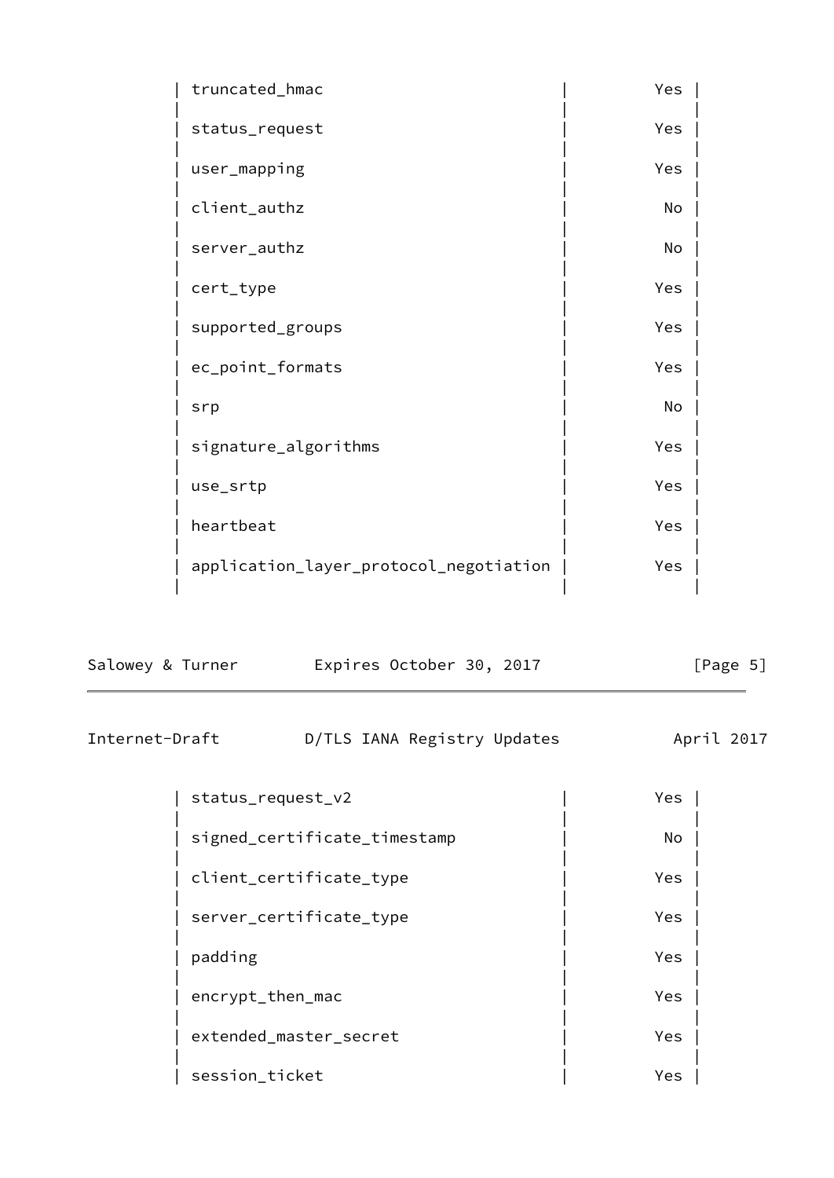| | |
|---|---|
| truncated_hmac | Yes |
| status_request | Yes |
| user_mapping | Yes |
| client_authz | No |
| server_authz | No |
| cert_type | Yes |
| supported_groups | Yes |
| ec_point_formats | Yes |
| srp | No |
| signature_algorithms | Yes |
| use_srtp | Yes |
| heartbeat | Yes |
| application_layer_protocol_negotiation | Yes |
| status_request_v2 | Yes |
| signed_certificate_timestamp | No |
| client_certificate_type | Yes |
| server_certificate_type | Yes |
| padding | Yes |
| encrypt_then_mac | Yes |
| extended_master_secret | Yes |
| session_ticket | Yes |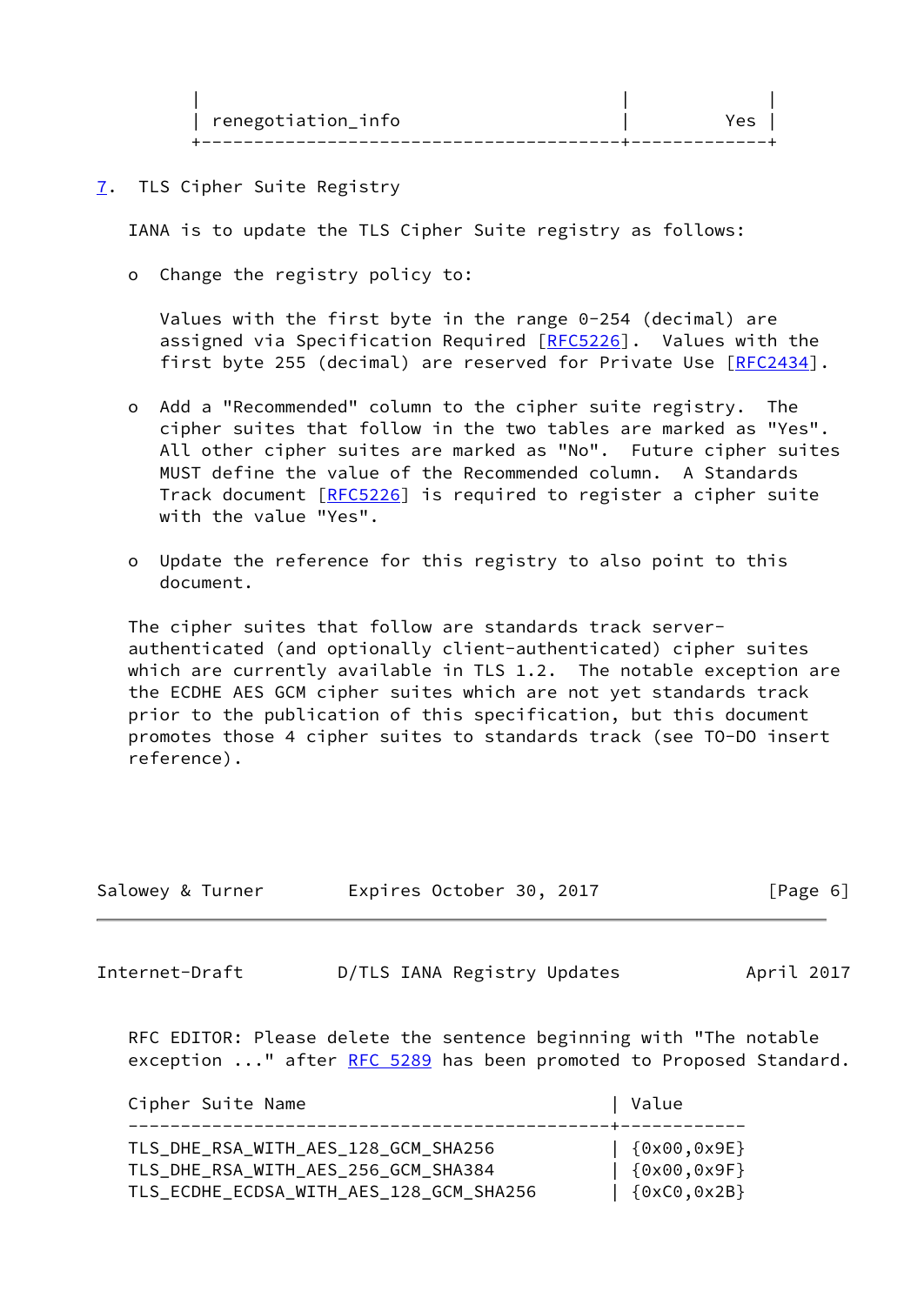| | |
|---|---|
| renegotiation_info | Yes |

## 7. TLS Cipher Suite Registry

IANA is to update the TLS Cipher Suite registry as follows:

- Change the registry policy to:

  Values with the first byte in the range 0-254 (decimal) are assigned via Specification Required [RFC5226]. Values with the first byte 255 (decimal) are reserved for Private Use [RFC2434].

- Add a "Recommended" column to the cipher suite registry. The cipher suites that follow in the two tables are marked as "Yes". All other cipher suites are marked as "No". Future cipher suites MUST define the value of the Recommended column. A Standards Track document [RFC5226] is required to register a cipher suite with the value "Yes".

- Update the reference for this registry to also point to this document.

The cipher suites that follow are standards track server-authenticated (and optionally client-authenticated) cipher suites which are currently available in TLS 1.2. The notable exception are the ECDHE AES GCM cipher suites which are not yet standards track prior to the publication of this specification, but this document promotes those 4 cipher suites to standards track (see TO-DO insert reference).

RFC EDITOR: Please delete the sentence beginning with "The notable exception ..." after RFC 5289 has been promoted to Proposed Standard.

| Cipher Suite Name | Value |
|---|---|
| TLS_DHE_RSA_WITH_AES_128_GCM_SHA256 | {0x00,0x9E} |
| TLS_DHE_RSA_WITH_AES_256_GCM_SHA384 | {0x00,0x9F} |
| TLS_ECDHE_ECDSA_WITH_AES_128_GCM_SHA256 | {0xC0,0x2B} |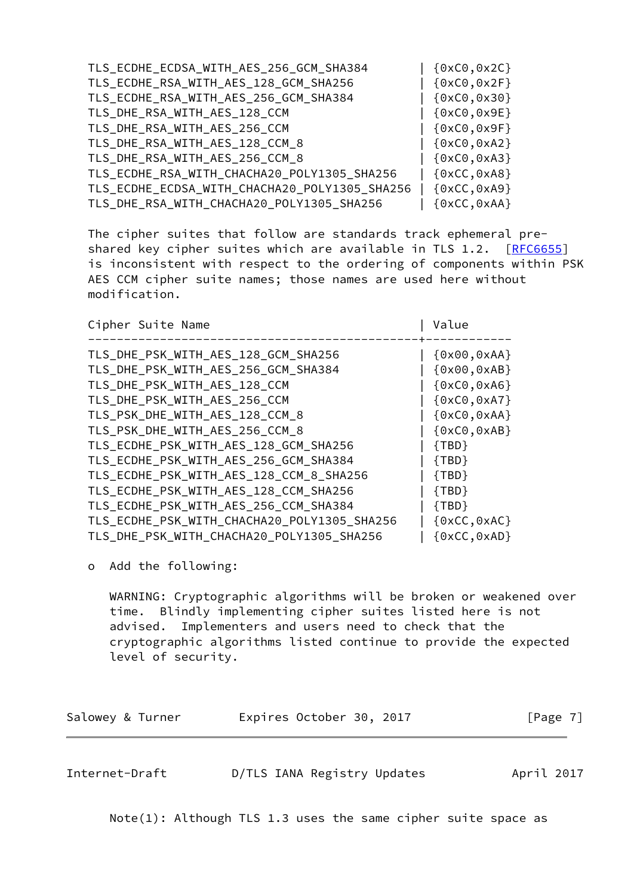| Cipher Suite Name | Value |
|---|---|
| TLS_ECDHE_ECDSA_WITH_AES_256_GCM_SHA384 | {0xC0,0x2C} |
| TLS_ECDHE_RSA_WITH_AES_128_GCM_SHA256 | {0xC0,0x2F} |
| TLS_ECDHE_RSA_WITH_AES_256_GCM_SHA384 | {0xC0,0x30} |
| TLS_DHE_RSA_WITH_AES_128_CCM | {0xC0,0x9E} |
| TLS_DHE_RSA_WITH_AES_256_CCM | {0xC0,0x9F} |
| TLS_DHE_RSA_WITH_AES_128_CCM_8 | {0xC0,0xA2} |
| TLS_DHE_RSA_WITH_AES_256_CCM_8 | {0xC0,0xA3} |
| TLS_ECDHE_RSA_WITH_CHACHA20_POLY1305_SHA256 | {0xCC,0xA8} |
| TLS_ECDHE_ECDSA_WITH_CHACHA20_POLY1305_SHA256 | {0xCC,0xA9} |
| TLS_DHE_RSA_WITH_CHACHA20_POLY1305_SHA256 | {0xCC,0xAA} |

The cipher suites that follow are standards track ephemeral pre-shared key cipher suites which are available in TLS 1.2. [RFC6655] is inconsistent with respect to the ordering of components within PSK AES CCM cipher suite names; those names are used here without modification.

| Cipher Suite Name | Value |
|---|---|
| TLS_DHE_PSK_WITH_AES_128_GCM_SHA256 | {0x00,0xAA} |
| TLS_DHE_PSK_WITH_AES_256_GCM_SHA384 | {0x00,0xAB} |
| TLS_DHE_PSK_WITH_AES_128_CCM | {0xC0,0xA6} |
| TLS_DHE_PSK_WITH_AES_256_CCM | {0xC0,0xA7} |
| TLS_PSK_DHE_WITH_AES_128_CCM_8 | {0xC0,0xAA} |
| TLS_PSK_DHE_WITH_AES_256_CCM_8 | {0xC0,0xAB} |
| TLS_ECDHE_PSK_WITH_AES_128_GCM_SHA256 | {TBD} |
| TLS_ECDHE_PSK_WITH_AES_256_GCM_SHA384 | {TBD} |
| TLS_ECDHE_PSK_WITH_AES_128_CCM_8_SHA256 | {TBD} |
| TLS_ECDHE_PSK_WITH_AES_128_CCM_SHA256 | {TBD} |
| TLS_ECDHE_PSK_WITH_AES_256_CCM_SHA384 | {TBD} |
| TLS_ECDHE_PSK_WITH_CHACHA20_POLY1305_SHA256 | {0xCC,0xAC} |
| TLS_DHE_PSK_WITH_CHACHA20_POLY1305_SHA256 | {0xCC,0xAD} |

- Add the following:

  WARNING: Cryptographic algorithms will be broken or weakened over time. Blindly implementing cipher suites listed here is not advised. Implementers and users need to check that the cryptographic algorithms listed continue to provide the expected level of security.

  Note(1): Although TLS 1.3 uses the same cipher suite space as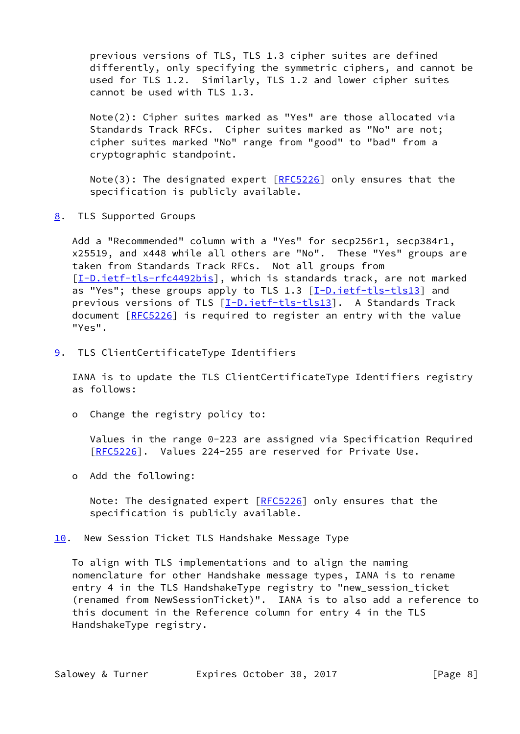previous versions of TLS, TLS 1.3 cipher suites are defined differently, only specifying the symmetric ciphers, and cannot be used for TLS 1.2. Similarly, TLS 1.2 and lower cipher suites cannot be used with TLS 1.3.

Note(2): Cipher suites marked as "Yes" are those allocated via Standards Track RFCs. Cipher suites marked as "No" are not; cipher suites marked "No" range from "good" to "bad" from a cryptographic standpoint.

Note(3): The designated expert [RFC5226] only ensures that the specification is publicly available.

## 8. TLS Supported Groups

Add a "Recommended" column with a "Yes" for secp256r1, secp384r1, x25519, and x448 while all others are "No". These "Yes" groups are taken from Standards Track RFCs. Not all groups from [I-D.ietf-tls-rfc4492bis], which is standards track, are not marked as "Yes"; these groups apply to TLS 1.3 [I-D.ietf-tls-tls13] and previous versions of TLS [I-D.ietf-tls-tls13]. A Standards Track document [RFC5226] is required to register an entry with the value "Yes".

## 9. TLS ClientCertificateType Identifiers

IANA is to update the TLS ClientCertificateType Identifiers registry as follows:

- Change the registry policy to:

  Values in the range 0-223 are assigned via Specification Required [RFC5226]. Values 224-255 are reserved for Private Use.

- Add the following:

  Note: The designated expert [RFC5226] only ensures that the specification is publicly available.

## 10. New Session Ticket TLS Handshake Message Type

To align with TLS implementations and to align the naming nomenclature for other Handshake message types, IANA is to rename entry 4 in the TLS HandshakeType registry to "new_session_ticket (renamed from NewSessionTicket)". IANA is to also add a reference to this document in the Reference column for entry 4 in the TLS HandshakeType registry.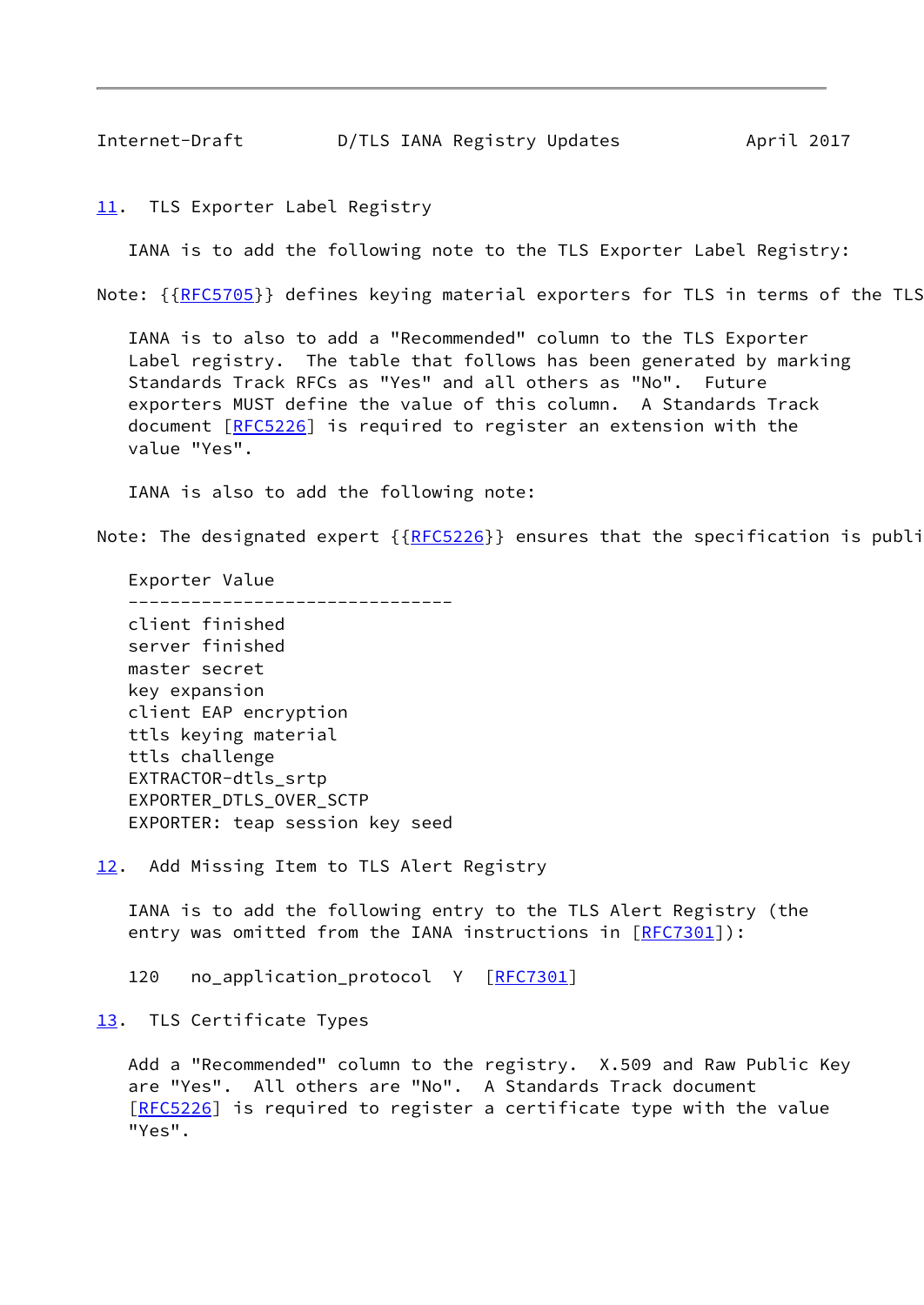## 11. TLS Exporter Label Registry

IANA is to add the following note to the TLS Exporter Label Registry:

Note: {{RFC5705}} defines keying material exporters for TLS in terms of the TLS

IANA is to also to add a "Recommended" column to the TLS Exporter Label registry. The table that follows has been generated by marking Standards Track RFCs as "Yes" and all others as "No". Future exporters MUST define the value of this column. A Standards Track document [RFC5226] is required to register an extension with the value "Yes".

IANA is also to add the following note:

Note: The designated expert {{RFC5226}} ensures that the specification is publi

```
Exporter Value
-------------------------------
client finished
server finished
master secret
key expansion
client EAP encryption
ttls keying material
ttls challenge
EXTRACTOR-dtls_srtp
EXPORTER_DTLS_OVER_SCTP
EXPORTER: teap session key seed
```

## 12. Add Missing Item to TLS Alert Registry

IANA is to add the following entry to the TLS Alert Registry (the entry was omitted from the IANA instructions in [RFC7301]):

```
120   no_application_protocol   Y   [RFC7301]
```

## 13. TLS Certificate Types

Add a "Recommended" column to the registry. X.509 and Raw Public Key are "Yes". All others are "No". A Standards Track document [RFC5226] is required to register a certificate type with the value "Yes".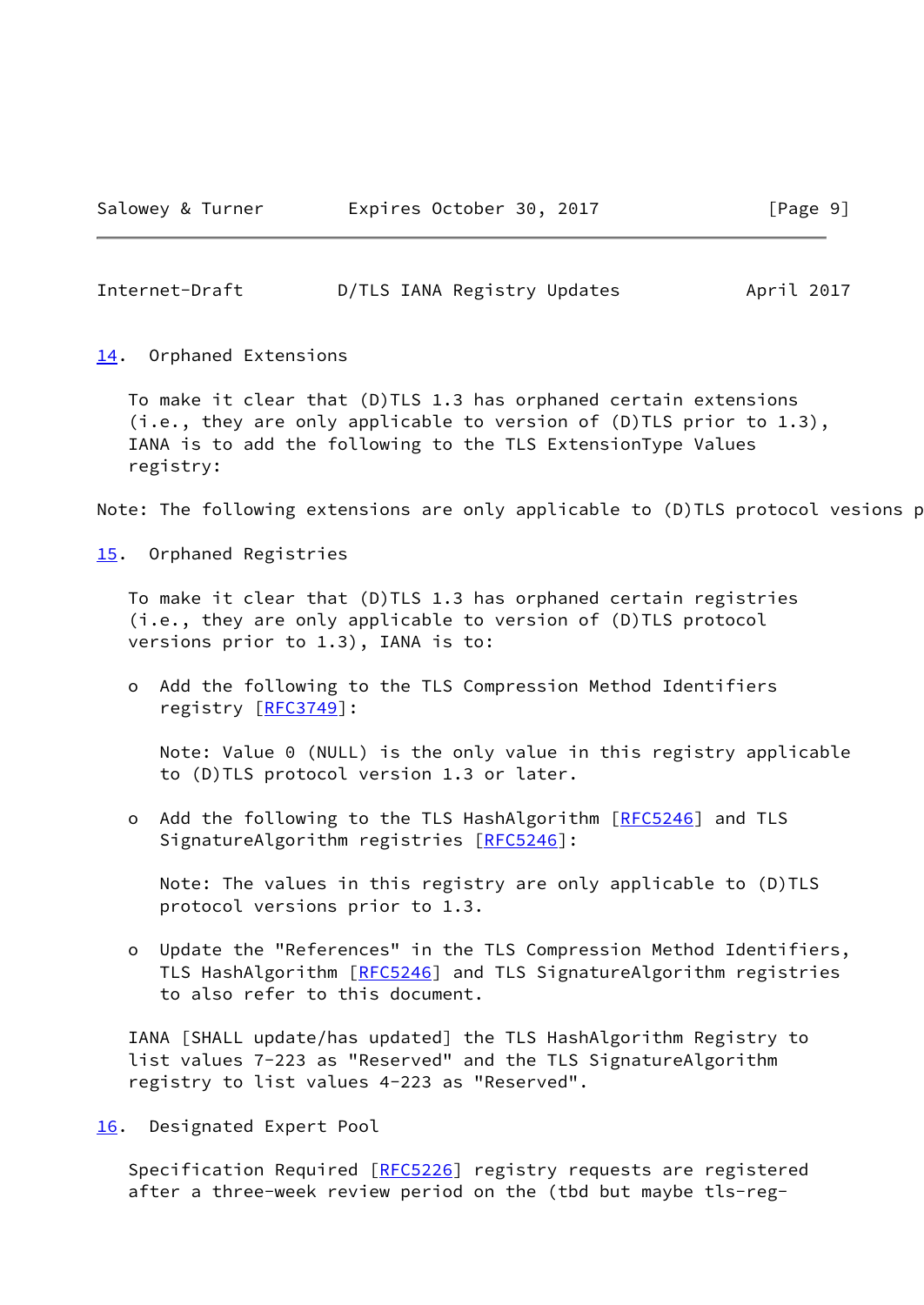## 14. Orphaned Extensions

To make it clear that (D)TLS 1.3 has orphaned certain extensions (i.e., they are only applicable to version of (D)TLS prior to 1.3), IANA is to add the following to the TLS ExtensionType Values registry:

Note: The following extensions are only applicable to (D)TLS protocol vesions p

## 15. Orphaned Registries

To make it clear that (D)TLS 1.3 has orphaned certain registries (i.e., they are only applicable to version of (D)TLS protocol versions prior to 1.3), IANA is to:

- Add the following to the TLS Compression Method Identifiers registry [RFC3749]:

  Note: Value 0 (NULL) is the only value in this registry applicable to (D)TLS protocol version 1.3 or later.

- Add the following to the TLS HashAlgorithm [RFC5246] and TLS SignatureAlgorithm registries [RFC5246]:

  Note: The values in this registry are only applicable to (D)TLS protocol versions prior to 1.3.

- Update the "References" in the TLS Compression Method Identifiers, TLS HashAlgorithm [RFC5246] and TLS SignatureAlgorithm registries to also refer to this document.

IANA [SHALL update/has updated] the TLS HashAlgorithm Registry to list values 7-223 as "Reserved" and the TLS SignatureAlgorithm registry to list values 4-223 as "Reserved".

## 16. Designated Expert Pool

Specification Required [RFC5226] registry requests are registered after a three-week review period on the (tbd but maybe tls-reg-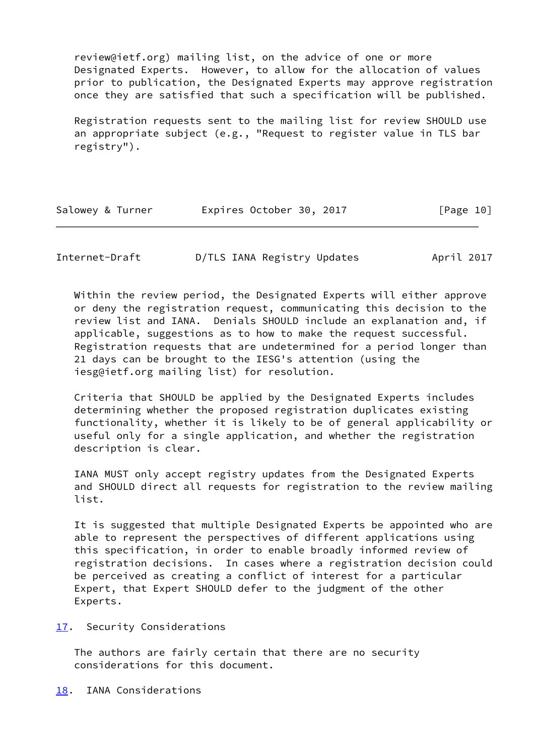review@ietf.org) mailing list, on the advice of one or more Designated Experts. However, to allow for the allocation of values prior to publication, the Designated Experts may approve registration once they are satisfied that such a specification will be published.

Registration requests sent to the mailing list for review SHOULD use an appropriate subject (e.g., "Request to register value in TLS bar registry").

Within the review period, the Designated Experts will either approve or deny the registration request, communicating this decision to the review list and IANA. Denials SHOULD include an explanation and, if applicable, suggestions as to how to make the request successful. Registration requests that are undetermined for a period longer than 21 days can be brought to the IESG's attention (using the iesg@ietf.org mailing list) for resolution.

Criteria that SHOULD be applied by the Designated Experts includes determining whether the proposed registration duplicates existing functionality, whether it is likely to be of general applicability or useful only for a single application, and whether the registration description is clear.

IANA MUST only accept registry updates from the Designated Experts and SHOULD direct all requests for registration to the review mailing list.

It is suggested that multiple Designated Experts be appointed who are able to represent the perspectives of different applications using this specification, in order to enable broadly informed review of registration decisions. In cases where a registration decision could be perceived as creating a conflict of interest for a particular Expert, that Expert SHOULD defer to the judgment of the other Experts.

## 17. Security Considerations

The authors are fairly certain that there are no security considerations for this document.

## 18. IANA Considerations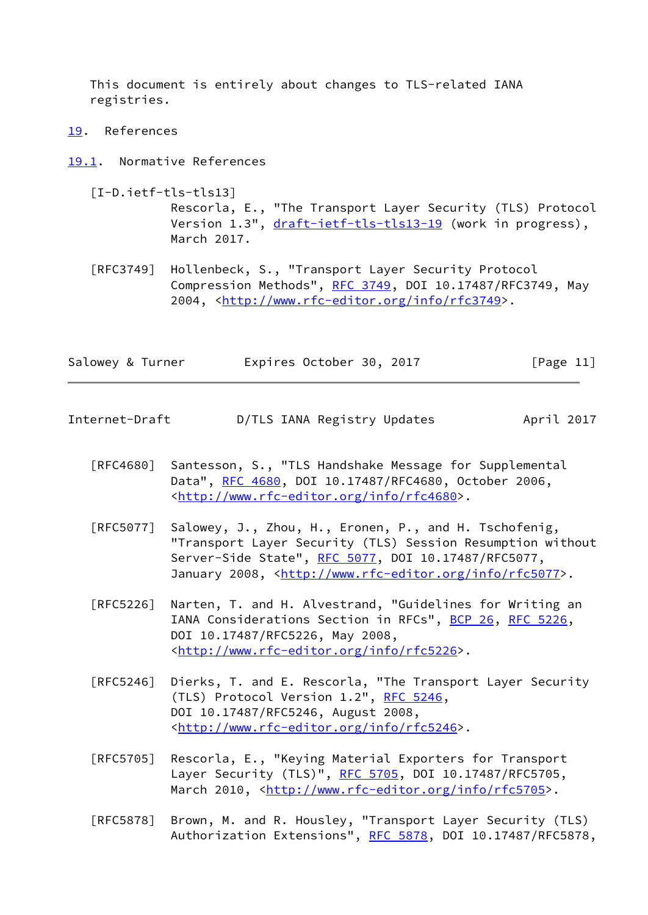This document is entirely about changes to TLS-related IANA registries.

# 19. References

## 19.1. Normative References

[I-D.ietf-tls-tls13]
Rescorla, E., "The Transport Layer Security (TLS) Protocol Version 1.3", draft-ietf-tls-tls13-19 (work in progress), March 2017.

[RFC3749] Hollenbeck, S., "Transport Layer Security Protocol Compression Methods", RFC 3749, DOI 10.17487/RFC3749, May 2004, <http://www.rfc-editor.org/info/rfc3749>.

[RFC4680] Santesson, S., "TLS Handshake Message for Supplemental Data", RFC 4680, DOI 10.17487/RFC4680, October 2006, <http://www.rfc-editor.org/info/rfc4680>.

[RFC5077] Salowey, J., Zhou, H., Eronen, P., and H. Tschofenig, "Transport Layer Security (TLS) Session Resumption without Server-Side State", RFC 5077, DOI 10.17487/RFC5077, January 2008, <http://www.rfc-editor.org/info/rfc5077>.

[RFC5226] Narten, T. and H. Alvestrand, "Guidelines for Writing an IANA Considerations Section in RFCs", BCP 26, RFC 5226, DOI 10.17487/RFC5226, May 2008, <http://www.rfc-editor.org/info/rfc5226>.

[RFC5246] Dierks, T. and E. Rescorla, "The Transport Layer Security (TLS) Protocol Version 1.2", RFC 5246, DOI 10.17487/RFC5246, August 2008, <http://www.rfc-editor.org/info/rfc5246>.

[RFC5705] Rescorla, E., "Keying Material Exporters for Transport Layer Security (TLS)", RFC 5705, DOI 10.17487/RFC5705, March 2010, <http://www.rfc-editor.org/info/rfc5705>.

[RFC5878] Brown, M. and R. Housley, "Transport Layer Security (TLS) Authorization Extensions", RFC 5878, DOI 10.17487/RFC5878,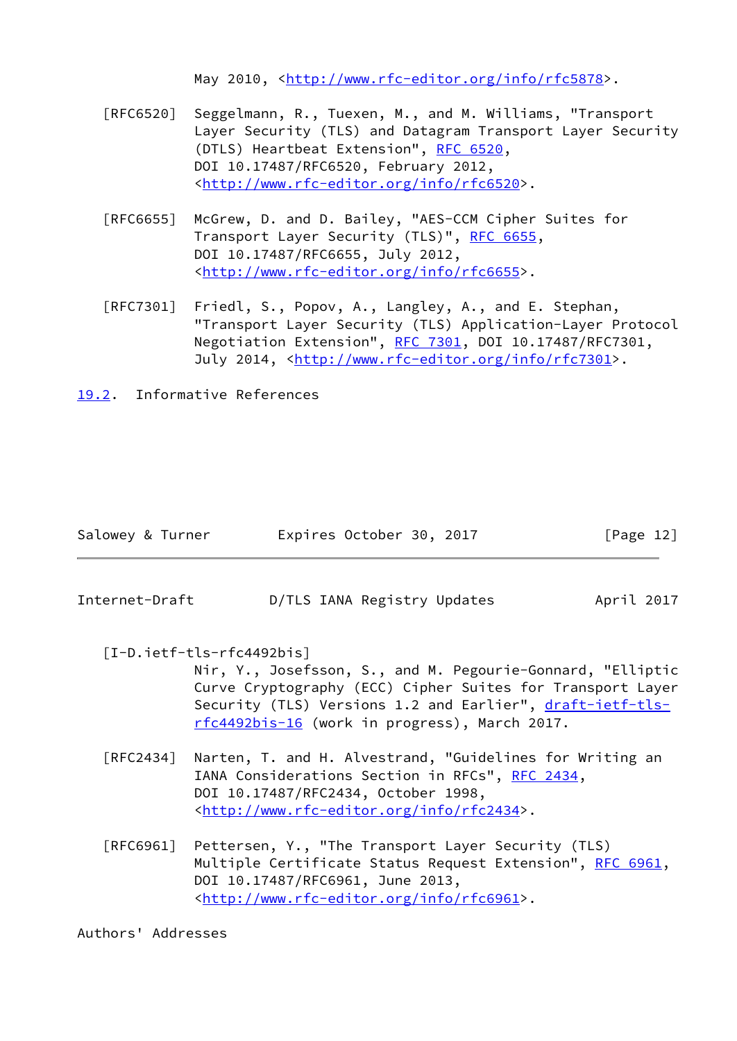May 2010, <http://www.rfc-editor.org/info/rfc5878>.

[RFC6520] Seggelmann, R., Tuexen, M., and M. Williams, "Transport Layer Security (TLS) and Datagram Transport Layer Security (DTLS) Heartbeat Extension", RFC 6520, DOI 10.17487/RFC6520, February 2012, <http://www.rfc-editor.org/info/rfc6520>.

[RFC6655] McGrew, D. and D. Bailey, "AES-CCM Cipher Suites for Transport Layer Security (TLS)", RFC 6655, DOI 10.17487/RFC6655, July 2012, <http://www.rfc-editor.org/info/rfc6655>.

[RFC7301] Friedl, S., Popov, A., Langley, A., and E. Stephan, "Transport Layer Security (TLS) Application-Layer Protocol Negotiation Extension", RFC 7301, DOI 10.17487/RFC7301, July 2014, <http://www.rfc-editor.org/info/rfc7301>.

## 19.2. Informative References

[I-D.ietf-tls-rfc4492bis] Nir, Y., Josefsson, S., and M. Pegourie-Gonnard, "Elliptic Curve Cryptography (ECC) Cipher Suites for Transport Layer Security (TLS) Versions 1.2 and Earlier", draft-ietf-tls-rfc4492bis-16 (work in progress), March 2017.

[RFC2434] Narten, T. and H. Alvestrand, "Guidelines for Writing an IANA Considerations Section in RFCs", RFC 2434, DOI 10.17487/RFC2434, October 1998, <http://www.rfc-editor.org/info/rfc2434>.

[RFC6961] Pettersen, Y., "The Transport Layer Security (TLS) Multiple Certificate Status Request Extension", RFC 6961, DOI 10.17487/RFC6961, June 2013, <http://www.rfc-editor.org/info/rfc6961>.

## Authors' Addresses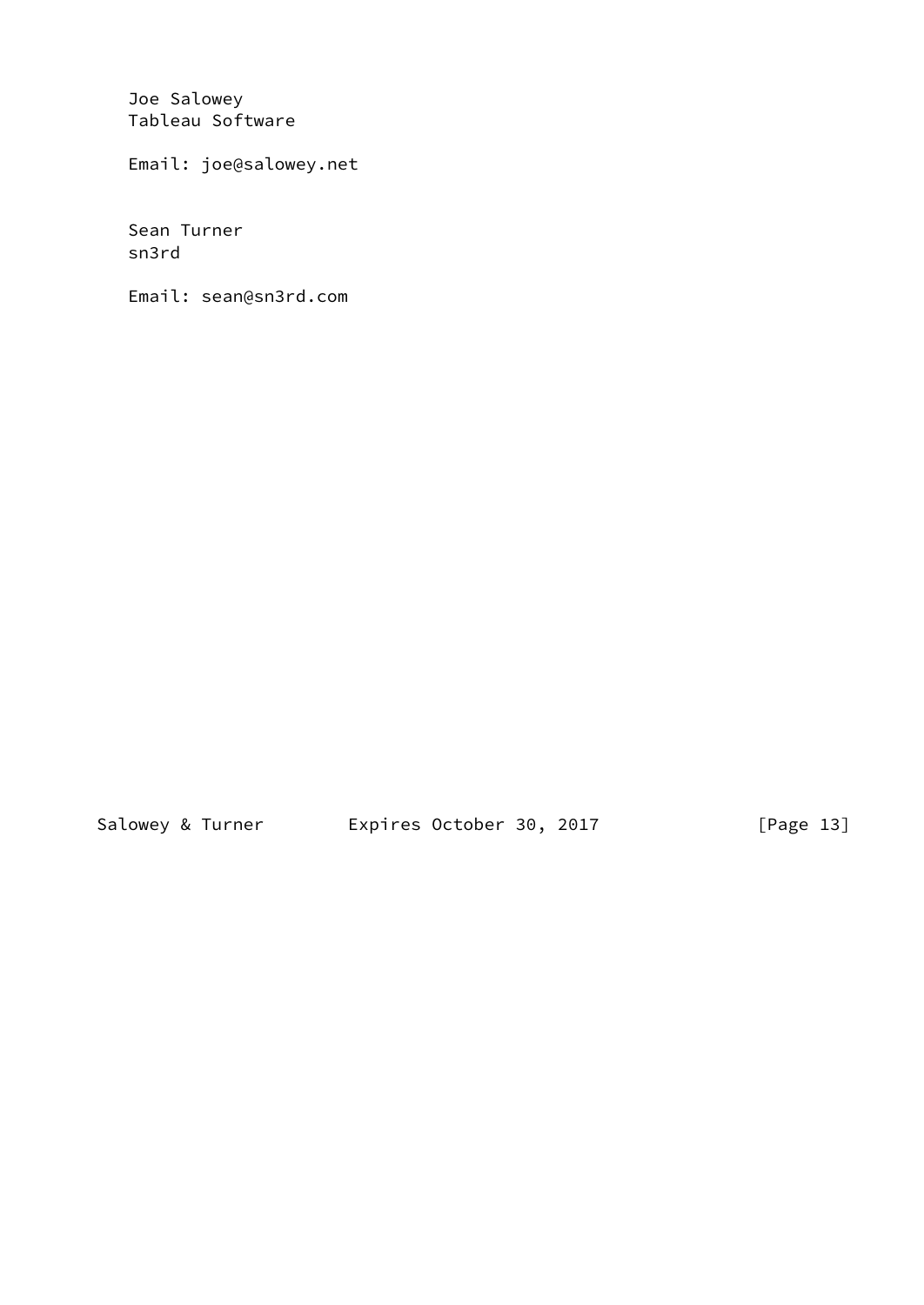Joe Salowey
Tableau Software

Email: joe@salowey.net

Sean Turner
sn3rd

Email: sean@sn3rd.com